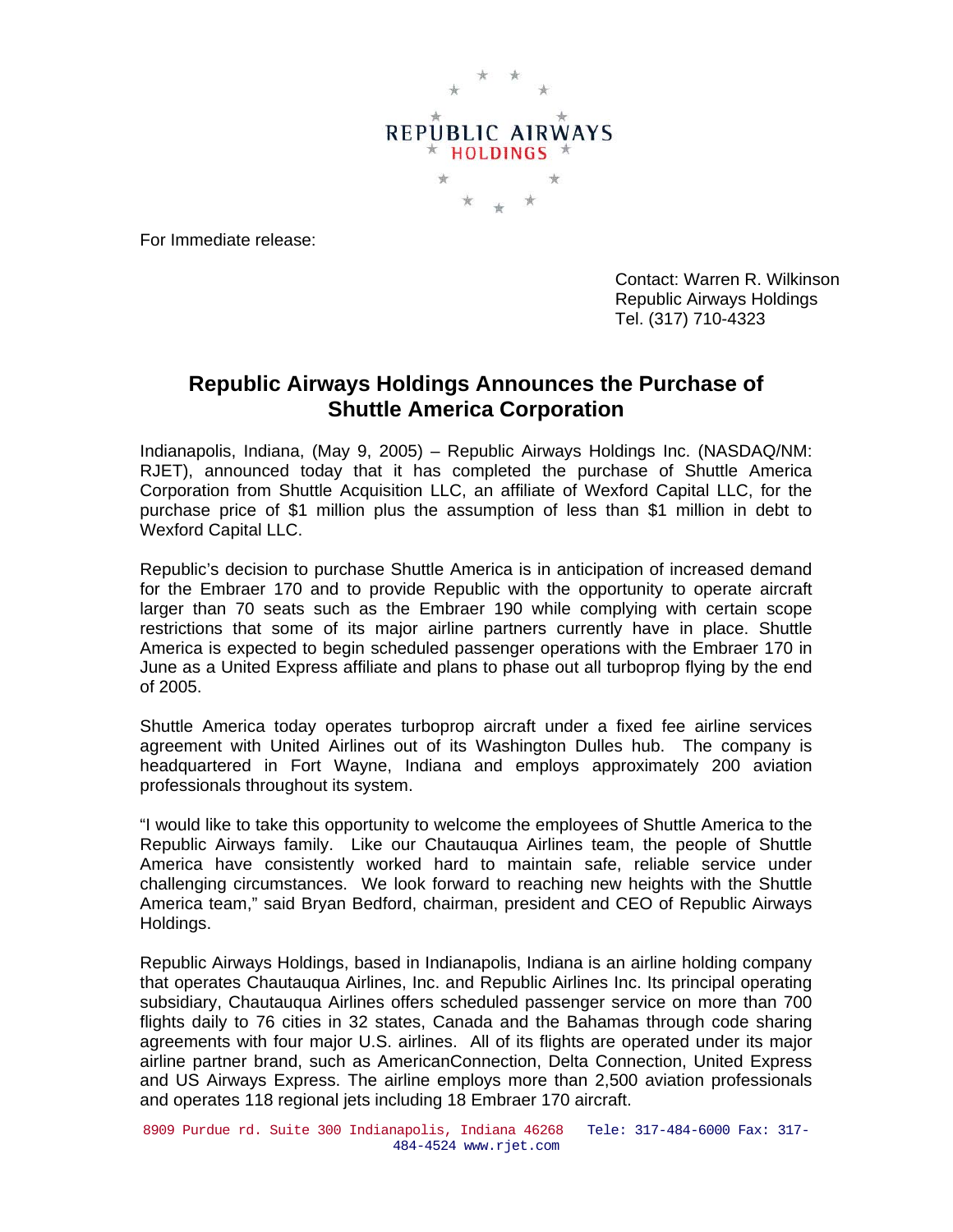REPUBLIC AIRWAYS HOLDINGS

For Immediate release:

Contact: Warren R. Wilkinson
Republic Airways Holdings
Tel. (317) 710-4323

# Republic Airways Holdings Announces the Purchase of Shuttle America Corporation

Indianapolis, Indiana, (May 9, 2005) – Republic Airways Holdings Inc. (NASDAQ/NM: RJET), announced today that it has completed the purchase of Shuttle America Corporation from Shuttle Acquisition LLC, an affiliate of Wexford Capital LLC, for the purchase price of $1 million plus the assumption of less than $1 million in debt to Wexford Capital LLC.

Republic's decision to purchase Shuttle America is in anticipation of increased demand for the Embraer 170 and to provide Republic with the opportunity to operate aircraft larger than 70 seats such as the Embraer 190 while complying with certain scope restrictions that some of its major airline partners currently have in place. Shuttle America is expected to begin scheduled passenger operations with the Embraer 170 in June as a United Express affiliate and plans to phase out all turboprop flying by the end of 2005.

Shuttle America today operates turboprop aircraft under a fixed fee airline services agreement with United Airlines out of its Washington Dulles hub. The company is headquartered in Fort Wayne, Indiana and employs approximately 200 aviation professionals throughout its system.

"I would like to take this opportunity to welcome the employees of Shuttle America to the Republic Airways family. Like our Chautauqua Airlines team, the people of Shuttle America have consistently worked hard to maintain safe, reliable service under challenging circumstances. We look forward to reaching new heights with the Shuttle America team," said Bryan Bedford, chairman, president and CEO of Republic Airways Holdings.

Republic Airways Holdings, based in Indianapolis, Indiana is an airline holding company that operates Chautauqua Airlines, Inc. and Republic Airlines Inc. Its principal operating subsidiary, Chautauqua Airlines offers scheduled passenger service on more than 700 flights daily to 76 cities in 32 states, Canada and the Bahamas through code sharing agreements with four major U.S. airlines. All of its flights are operated under its major airline partner brand, such as AmericanConnection, Delta Connection, United Express and US Airways Express. The airline employs more than 2,500 aviation professionals and operates 118 regional jets including 18 Embraer 170 aircraft.

8909 Purdue rd. Suite 300 Indianapolis, Indiana 46268 Tele: 317-484-6000 Fax: 317-484-4524 www.rjet.com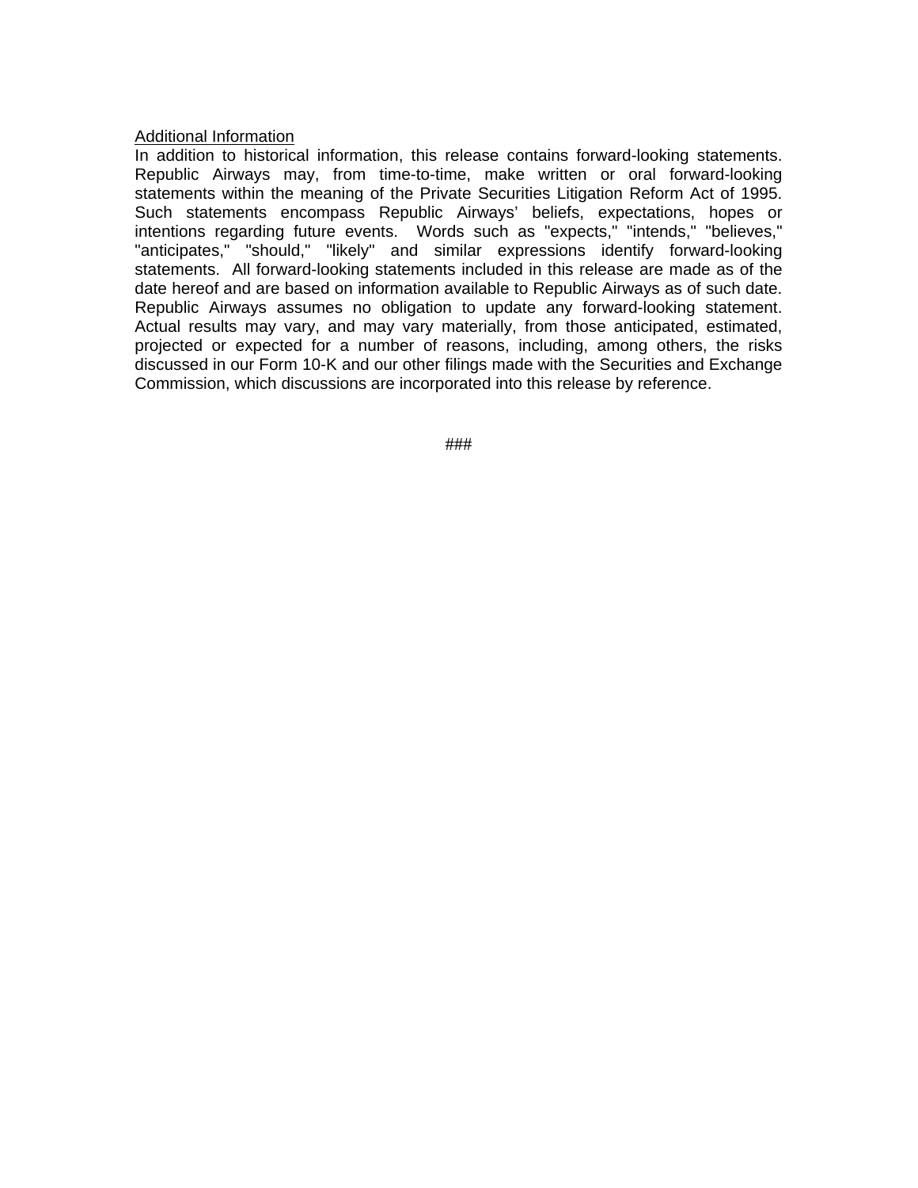Additional Information

In addition to historical information, this release contains forward-looking statements. Republic Airways may, from time-to-time, make written or oral forward-looking statements within the meaning of the Private Securities Litigation Reform Act of 1995. Such statements encompass Republic Airways' beliefs, expectations, hopes or intentions regarding future events. Words such as "expects," "intends," "believes," "anticipates," "should," "likely" and similar expressions identify forward-looking statements. All forward-looking statements included in this release are made as of the date hereof and are based on information available to Republic Airways as of such date. Republic Airways assumes no obligation to update any forward-looking statement. Actual results may vary, and may vary materially, from those anticipated, estimated, projected or expected for a number of reasons, including, among others, the risks discussed in our Form 10-K and our other filings made with the Securities and Exchange Commission, which discussions are incorporated into this release by reference.

###